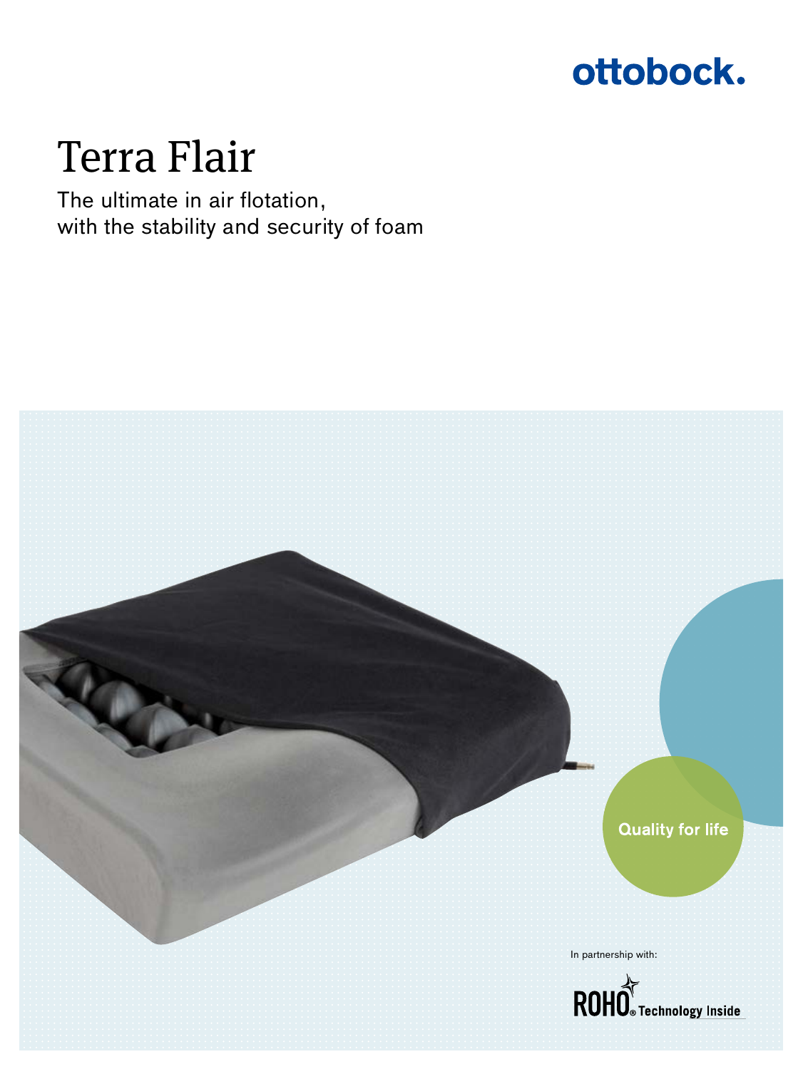ottobock.

# Terra Flair

The ultimate in air flotation,
with the stability and security of foam

Quality for life

In partnership with:

ROHO® Technology Inside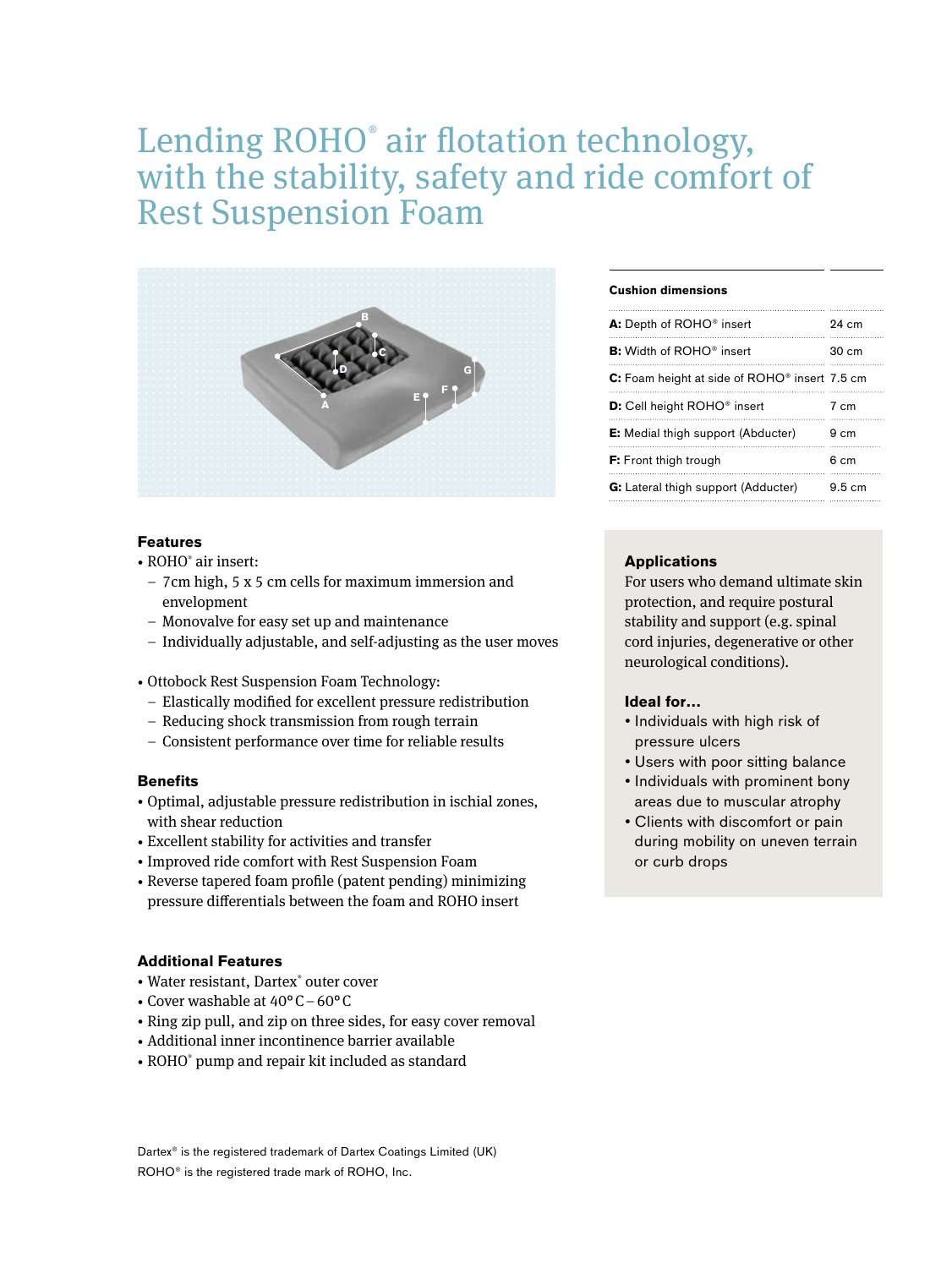# Lending ROHO® air flotation technology, with the stability, safety and ride comfort of Rest Suspension Foam

| **Cushion dimensions** | |
|---|---|
| **A:** Depth of ROHO® insert | 24 cm |
| **B:** Width of ROHO® insert | 30 cm |
| **C:** Foam height at side of ROHO® insert | 7.5 cm |
| **D:** Cell height ROHO® insert | 7 cm |
| **E:** Medial thigh support (Abducter) | 9 cm |
| **F:** Front thigh trough | 6 cm |
| **G:** Lateral thigh support (Adducter) | 9.5 cm |

### Features

- ROHO® air insert:
  - 7cm high, 5 x 5 cm cells for maximum immersion and envelopment
  - Monovalve for easy set up and maintenance
  - Individually adjustable, and self-adjusting as the user moves
- Ottobock Rest Suspension Foam Technology:
  - Elastically modified for excellent pressure redistribution
  - Reducing shock transmission from rough terrain
  - Consistent performance over time for reliable results

### Benefits

- Optimal, adjustable pressure redistribution in ischial zones, with shear reduction
- Excellent stability for activities and transfer
- Improved ride comfort with Rest Suspension Foam
- Reverse tapered foam profile (patent pending) minimizing pressure differentials between the foam and ROHO insert

### Additional Features

- Water resistant, Dartex® outer cover
- Cover washable at 40° C – 60° C
- Ring zip pull, and zip on three sides, for easy cover removal
- Additional inner incontinence barrier available
- ROHO® pump and repair kit included as standard

### Applications

For users who demand ultimate skin protection, and require postural stability and support (e.g. spinal cord injuries, degenerative or other neurological conditions).

### Ideal for...

- Individuals with high risk of pressure ulcers
- Users with poor sitting balance
- Individuals with prominent bony areas due to muscular atrophy
- Clients with discomfort or pain during mobility on uneven terrain or curb drops

Dartex® is the registered trademark of Dartex Coatings Limited (UK)
ROHO® is the registered trade mark of ROHO, Inc.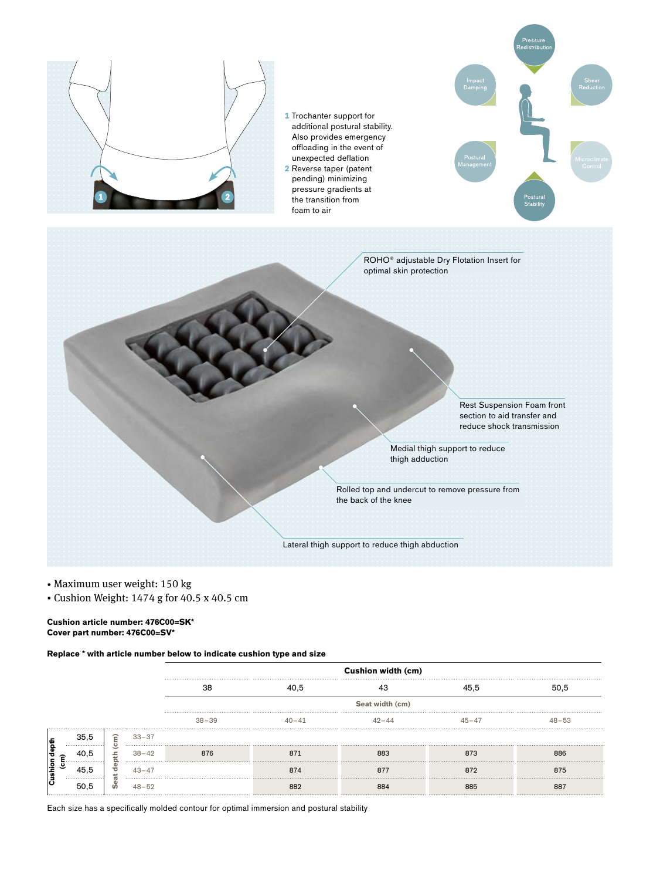1 Trochanter support for additional postural stability. Also provides emergency offloading in the event of unexpected deflation

2 Reverse taper (patent pending) minimizing pressure gradients at the transition from foam to air

Pressure Redistribution

Impact Damping

Shear Reduction

Postural Management

Microclimate Control

Postural Stability

ROHO® adjustable Dry Flotation Insert for optimal skin protection

Rest Suspension Foam front section to aid transfer and reduce shock transmission

Medial thigh support to reduce thigh adduction

Rolled top and undercut to remove pressure from the back of the knee

Lateral thigh support to reduce thigh abduction

- Maximum user weight: 150 kg
- Cushion Weight: 1474 g for 40.5 x 40.5 cm

**Cushion article number: 476C00=SK***
**Cover part number: 476C00=SV***

**Replace * with article number below to indicate cushion type and size**

| Cushion depth (cm) | Seat depth (cm) | Cushion width (cm): 38 | 40,5 | 43 | 45,5 | 50,5 |
|---|---|---|---|---|---|---|
| | | **Seat width (cm)** | | | | |
| | | 38–39 | 40–41 | 42–44 | 45–47 | 48–53 |
| 35,5 | 33–37 | | | | | |
| 40,5 | 38–42 | 876 | 871 | 883 | 873 | 886 |
| 45,5 | 43–47 | | 874 | 877 | 872 | 875 |
| 50,5 | 48–52 | | 882 | 884 | 885 | 887 |

Each size has a specifically molded contour for optimal immersion and postural stability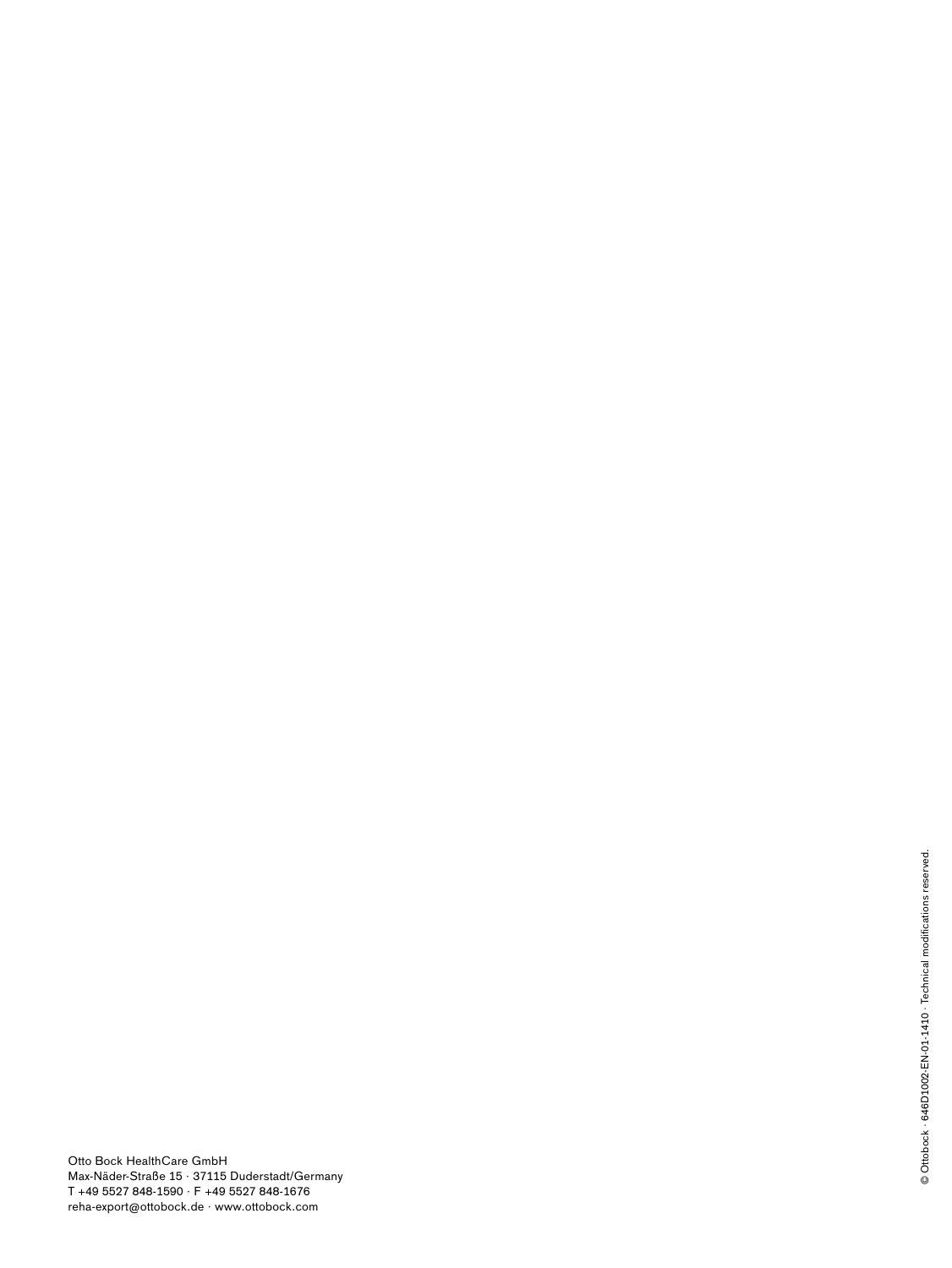Otto Bock HealthCare GmbH
Max-Näder-Straße 15 · 37115 Duderstadt/Germany
T +49 5527 848-1590 · F +49 5527 848-1676
reha-export@ottobock.de · www.ottobock.com

© Ottobock · 646D1002-EN-01-1410 · Technical modifications reserved.